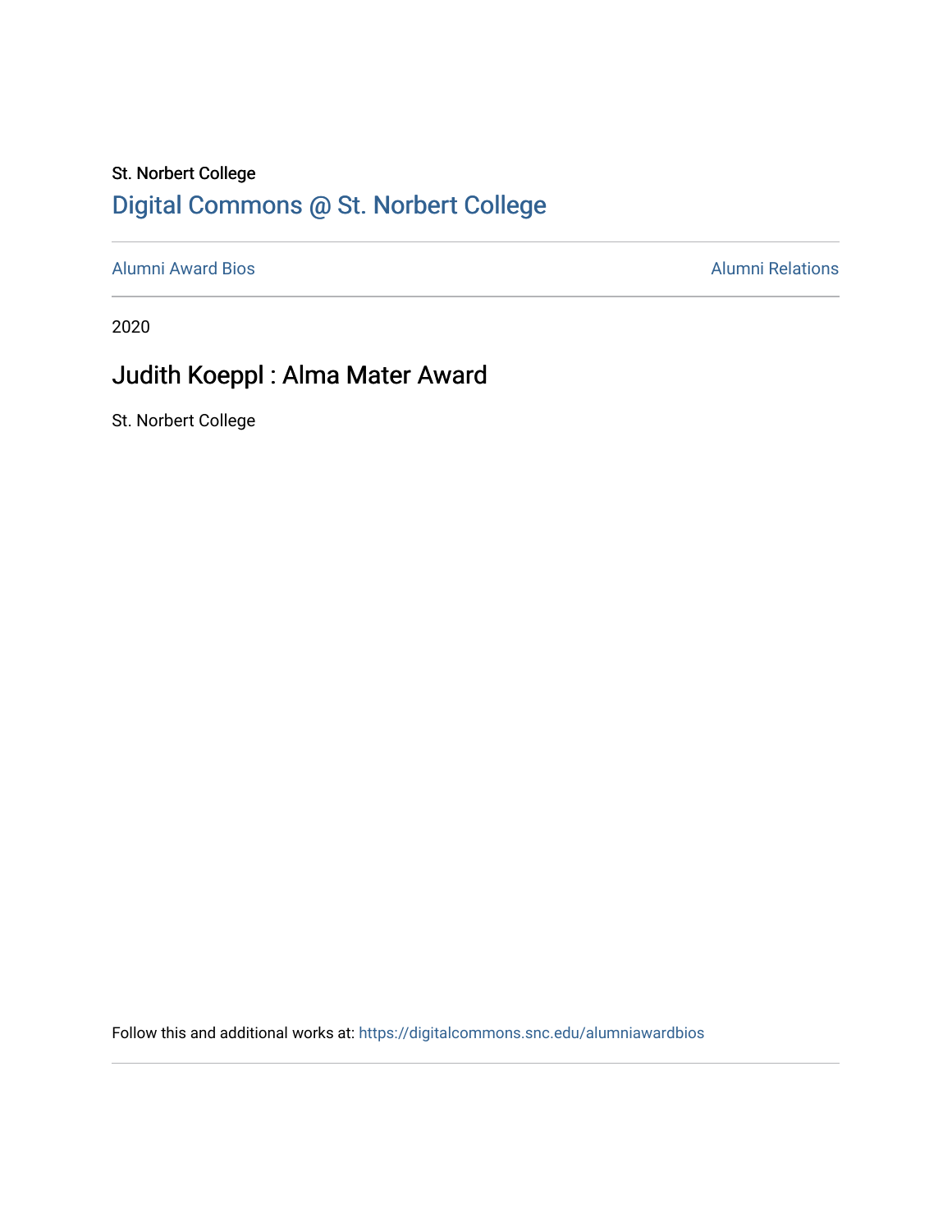St. Norbert College

Digital Commons @ St. Norbert College

Alumni Award Bios | Alumni Relations

2020

# Judith Koeppl : Alma Mater Award

St. Norbert College

Follow this and additional works at: https://digitalcommons.snc.edu/alumniawardbios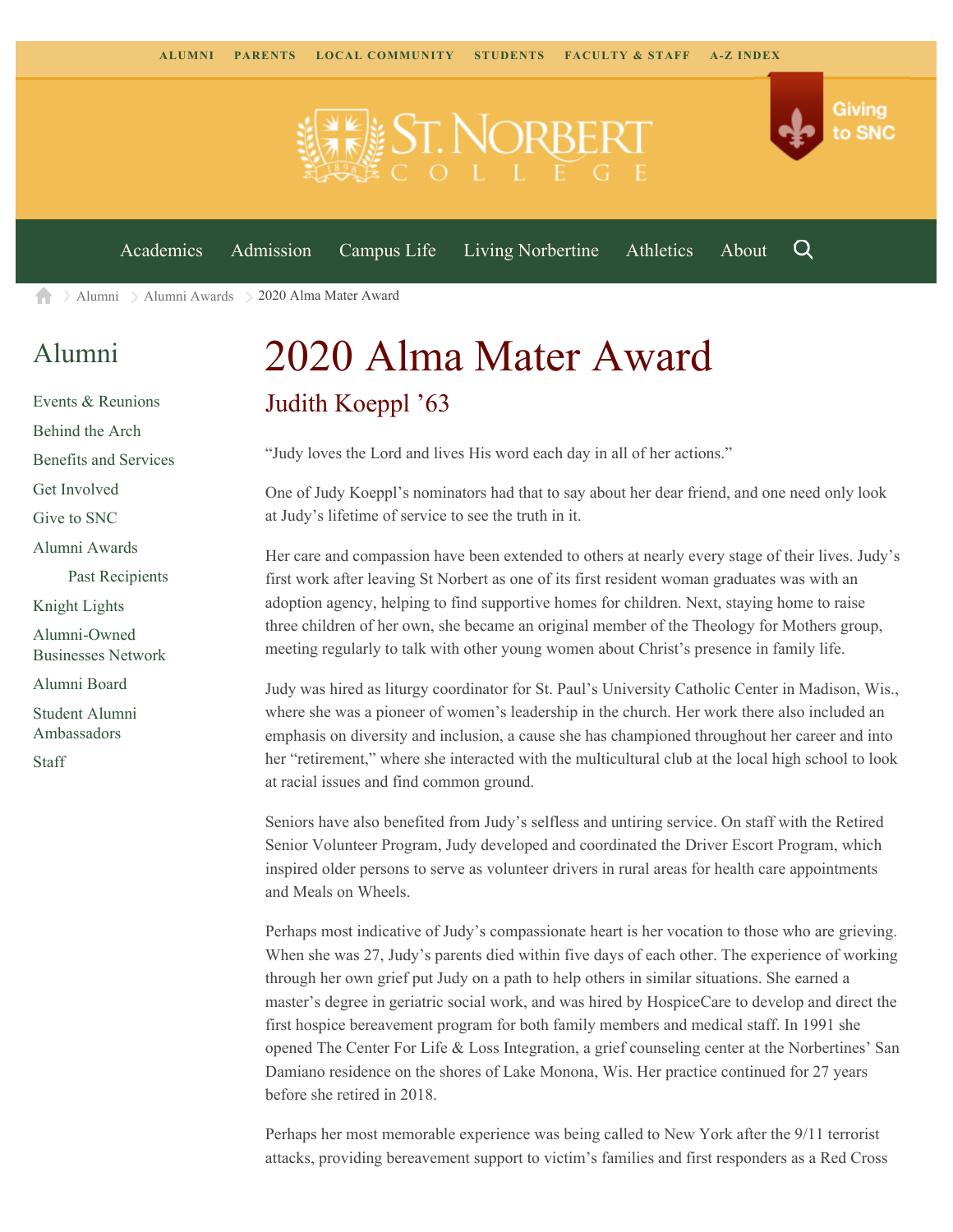ALUMNI PARENTS LOCAL COMMUNITY STUDENTS FACULTY & STAFF A-Z INDEX

St. Norbert College

Giving to SNC

Academics Admission Campus Life Living Norbertine Athletics About

Alumni > Alumni Awards > 2020 Alma Mater Award

## Alumni

- Events & Reunions
- Behind the Arch
- Benefits and Services
- Get Involved
- Give to SNC
- Alumni Awards
  - Past Recipients
- Knight Lights
- Alumni-Owned Businesses Network
- Alumni Board
- Student Alumni Ambassadors
- Staff

# 2020 Alma Mater Award

## Judith Koeppl '63

"Judy loves the Lord and lives His word each day in all of her actions."

One of Judy Koeppl's nominators had that to say about her dear friend, and one need only look at Judy's lifetime of service to see the truth in it.

Her care and compassion have been extended to others at nearly every stage of their lives. Judy's first work after leaving St Norbert as one of its first resident woman graduates was with an adoption agency, helping to find supportive homes for children. Next, staying home to raise three children of her own, she became an original member of the Theology for Mothers group, meeting regularly to talk with other young women about Christ's presence in family life.

Judy was hired as liturgy coordinator for St. Paul's University Catholic Center in Madison, Wis., where she was a pioneer of women's leadership in the church. Her work there also included an emphasis on diversity and inclusion, a cause she has championed throughout her career and into her "retirement," where she interacted with the multicultural club at the local high school to look at racial issues and find common ground.

Seniors have also benefited from Judy's selfless and untiring service. On staff with the Retired Senior Volunteer Program, Judy developed and coordinated the Driver Escort Program, which inspired older persons to serve as volunteer drivers in rural areas for health care appointments and Meals on Wheels.

Perhaps most indicative of Judy's compassionate heart is her vocation to those who are grieving. When she was 27, Judy's parents died within five days of each other. The experience of working through her own grief put Judy on a path to help others in similar situations. She earned a master's degree in geriatric social work, and was hired by HospiceCare to develop and direct the first hospice bereavement program for both family members and medical staff. In 1991 she opened The Center For Life & Loss Integration, a grief counseling center at the Norbertines' San Damiano residence on the shores of Lake Monona, Wis. Her practice continued for 27 years before she retired in 2018.

Perhaps her most memorable experience was being called to New York after the 9/11 terrorist attacks, providing bereavement support to victim's families and first responders as a Red Cross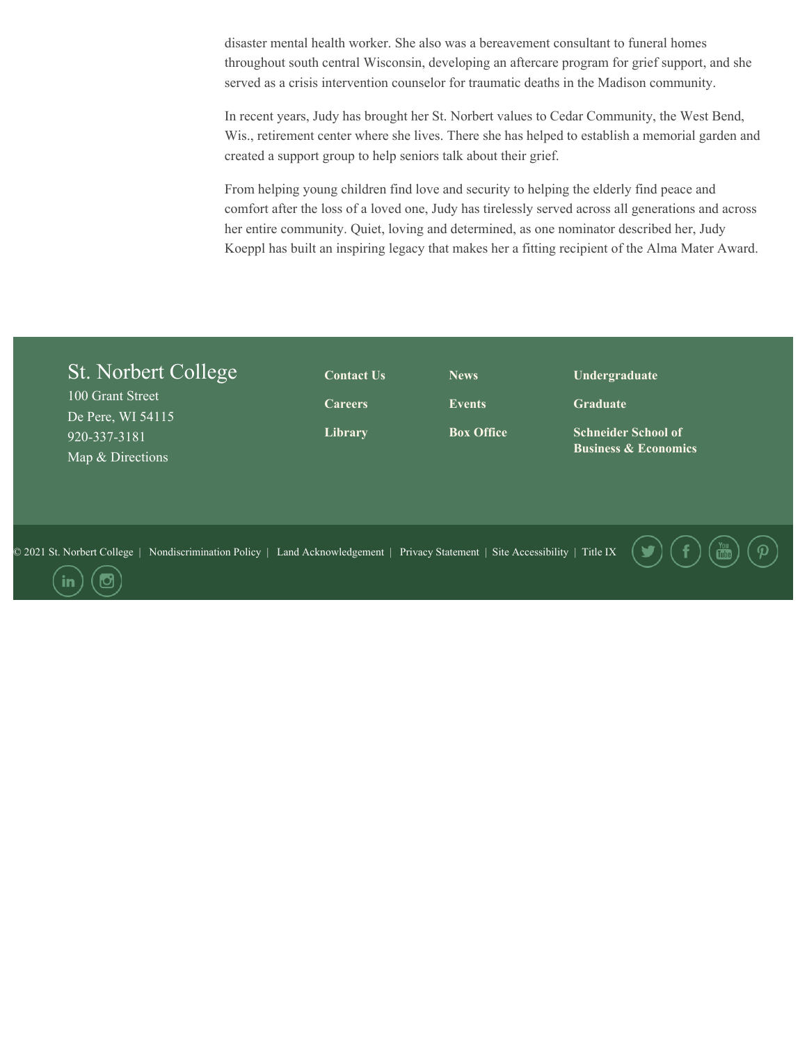disaster mental health worker. She also was a bereavement consultant to funeral homes throughout south central Wisconsin, developing an aftercare program for grief support, and she served as a crisis intervention counselor for traumatic deaths in the Madison community.

In recent years, Judy has brought her St. Norbert values to Cedar Community, the West Bend, Wis., retirement center where she lives. There she has helped to establish a memorial garden and created a support group to help seniors talk about their grief.

From helping young children find love and security to helping the elderly find peace and comfort after the loss of a loved one, Judy has tirelessly served across all generations and across her entire community. Quiet, loving and determined, as one nominator described her, Judy Koeppl has built an inspiring legacy that makes her a fitting recipient of the Alma Mater Award.

St. Norbert College

100 Grant Street
De Pere, WI 54115
920-337-3181
Map & Directions

**Contact Us**
**Careers**
**Library**
**News**
**Events**
**Box Office**
**Undergraduate**
**Graduate**
**Schneider School of Business & Economics**

© 2021 St. Norbert College | Nondiscrimination Policy | Land Acknowledgement | Privacy Statement | Site Accessibility | Title IX